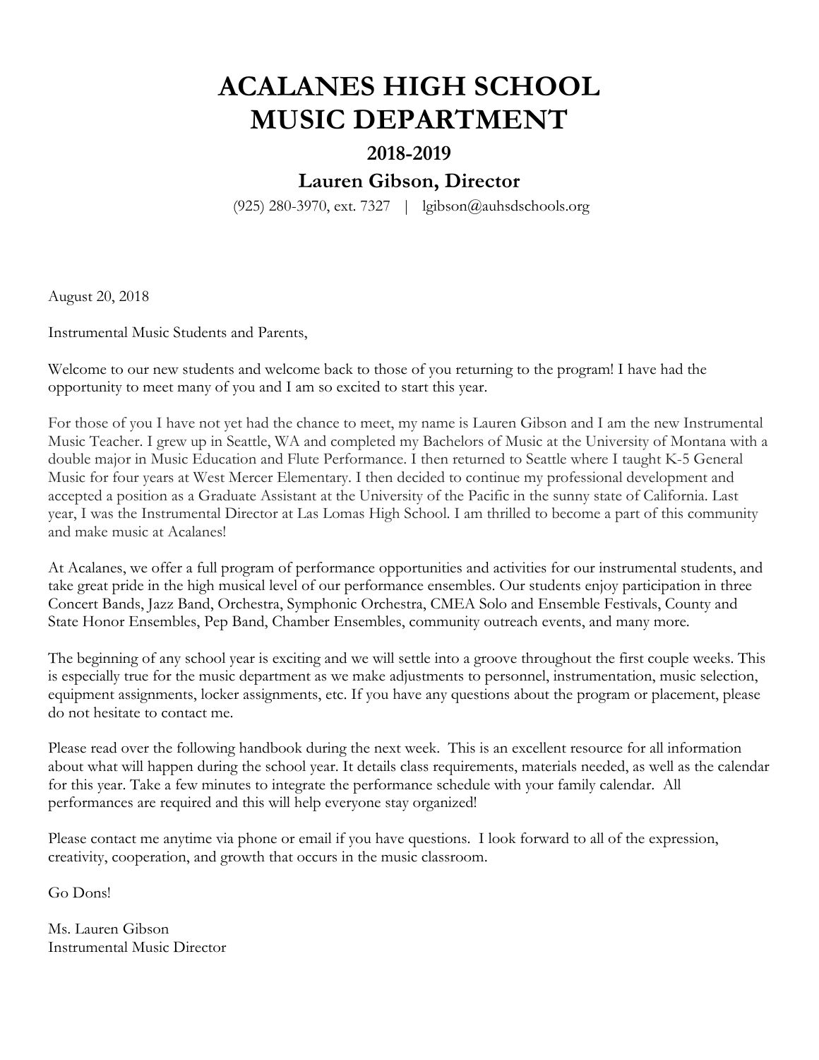# ACALANES HIGH SCHOOL
# MUSIC DEPARTMENT

## 2018-2019

## Lauren Gibson, Director

(925) 280-3970, ext. 7327 | lgibson@auhsdschools.org

August 20, 2018

Instrumental Music Students and Parents,

Welcome to our new students and welcome back to those of you returning to the program! I have had the opportunity to meet many of you and I am so excited to start this year.

For those of you I have not yet had the chance to meet, my name is Lauren Gibson and I am the new Instrumental Music Teacher. I grew up in Seattle, WA and completed my Bachelors of Music at the University of Montana with a double major in Music Education and Flute Performance. I then returned to Seattle where I taught K-5 General Music for four years at West Mercer Elementary. I then decided to continue my professional development and accepted a position as a Graduate Assistant at the University of the Pacific in the sunny state of California. Last year, I was the Instrumental Director at Las Lomas High School. I am thrilled to become a part of this community and make music at Acalanes!

At Acalanes, we offer a full program of performance opportunities and activities for our instrumental students, and take great pride in the high musical level of our performance ensembles. Our students enjoy participation in three Concert Bands, Jazz Band, Orchestra, Symphonic Orchestra, CMEA Solo and Ensemble Festivals, County and State Honor Ensembles, Pep Band, Chamber Ensembles, community outreach events, and many more.

The beginning of any school year is exciting and we will settle into a groove throughout the first couple weeks. This is especially true for the music department as we make adjustments to personnel, instrumentation, music selection, equipment assignments, locker assignments, etc. If you have any questions about the program or placement, please do not hesitate to contact me.

Please read over the following handbook during the next week. This is an excellent resource for all information about what will happen during the school year. It details class requirements, materials needed, as well as the calendar for this year. Take a few minutes to integrate the performance schedule with your family calendar. All performances are required and this will help everyone stay organized!

Please contact me anytime via phone or email if you have questions. I look forward to all of the expression, creativity, cooperation, and growth that occurs in the music classroom.

Go Dons!

Ms. Lauren Gibson
Instrumental Music Director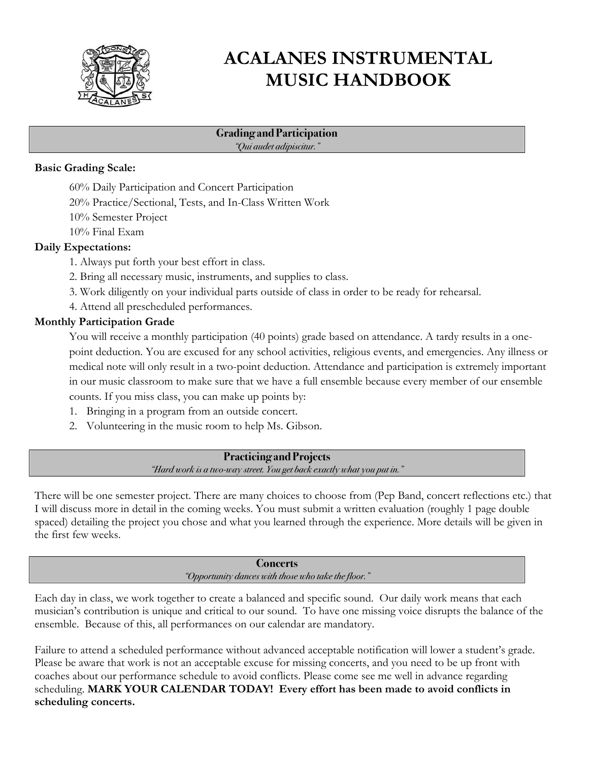# ACALANES INSTRUMENTAL MUSIC HANDBOOK

## Grading and Participation

*"Qui audet adipiscitur."*

**Basic Grading Scale:**

60% Daily Participation and Concert Participation

20% Practice/Sectional, Tests, and In-Class Written Work

10% Semester Project

10% Final Exam

**Daily Expectations:**

1. Always put forth your best effort in class.
2. Bring all necessary music, instruments, and supplies to class.
3. Work diligently on your individual parts outside of class in order to be ready for rehearsal.
4. Attend all prescheduled performances.

**Monthly Participation Grade**

You will receive a monthly participation (40 points) grade based on attendance. A tardy results in a one-point deduction. You are excused for any school activities, religious events, and emergencies. Any illness or medical note will only result in a two-point deduction. Attendance and participation is extremely important in our music classroom to make sure that we have a full ensemble because every member of our ensemble counts. If you miss class, you can make up points by:

1. Bringing in a program from an outside concert.
2. Volunteering in the music room to help Ms. Gibson.

## Practicing and Projects

*"Hard work is a two-way street. You get back exactly what you put in."*

There will be one semester project. There are many choices to choose from (Pep Band, concert reflections etc.) that I will discuss more in detail in the coming weeks. You must submit a written evaluation (roughly 1 page double spaced) detailing the project you chose and what you learned through the experience. More details will be given in the first few weeks.

## Concerts

*"Opportunity dances with those who take the floor."*

Each day in class, we work together to create a balanced and specific sound. Our daily work means that each musician's contribution is unique and critical to our sound. To have one missing voice disrupts the balance of the ensemble. Because of this, all performances on our calendar are mandatory.

Failure to attend a scheduled performance without advanced acceptable notification will lower a student's grade. Please be aware that work is not an acceptable excuse for missing concerts, and you need to be up front with coaches about our performance schedule to avoid conflicts. Please come see me well in advance regarding scheduling. **MARK YOUR CALENDAR TODAY! Every effort has been made to avoid conflicts in scheduling concerts.**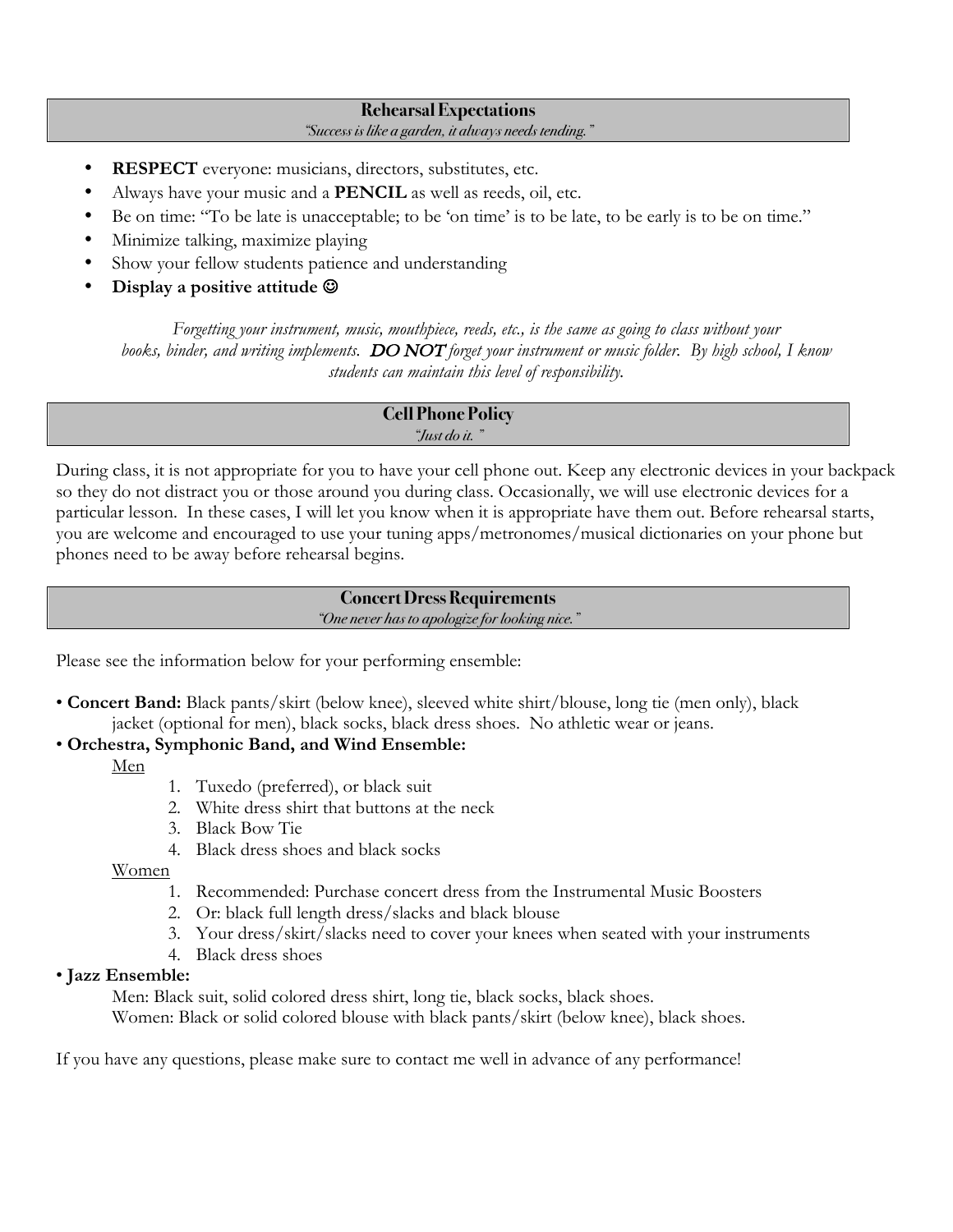## Rehearsal Expectations

*"Success is like a garden, it always needs tending."*

- **RESPECT** everyone: musicians, directors, substitutes, etc.
- Always have your music and a **PENCIL** as well as reeds, oil, etc.
- Be on time: "To be late is unacceptable; to be 'on time' is to be late, to be early is to be on time."
- Minimize talking, maximize playing
- Show your fellow students patience and understanding
- **Display a positive attitude ☺**

*Forgetting your instrument, music, mouthpiece, reeds, etc., is the same as going to class without your books, binder, and writing implements.* ***DO NOT*** *forget your instrument or music folder. By high school, I know students can maintain this level of responsibility.*

## Cell Phone Policy

*"Just do it."*

During class, it is not appropriate for you to have your cell phone out. Keep any electronic devices in your backpack so they do not distract you or those around you during class. Occasionally, we will use electronic devices for a particular lesson. In these cases, I will let you know when it is appropriate have them out. Before rehearsal starts, you are welcome and encouraged to use your tuning apps/metronomes/musical dictionaries on your phone but phones need to be away before rehearsal begins.

## Concert Dress Requirements

*"One never has to apologize for looking nice."*

Please see the information below for your performing ensemble:

- **Concert Band:** Black pants/skirt (below knee), sleeved white shirt/blouse, long tie (men only), black jacket (optional for men), black socks, black dress shoes. No athletic wear or jeans.
- **Orchestra, Symphonic Band, and Wind Ensemble:**

  Men

  1. Tuxedo (preferred), or black suit
  2. White dress shirt that buttons at the neck
  3. Black Bow Tie
  4. Black dress shoes and black socks

  Women

  1. Recommended: Purchase concert dress from the Instrumental Music Boosters
  2. Or: black full length dress/slacks and black blouse
  3. Your dress/skirt/slacks need to cover your knees when seated with your instruments
  4. Black dress shoes
- **Jazz Ensemble:**

  Men: Black suit, solid colored dress shirt, long tie, black socks, black shoes.

  Women: Black or solid colored blouse with black pants/skirt (below knee), black shoes.

If you have any questions, please make sure to contact me well in advance of any performance!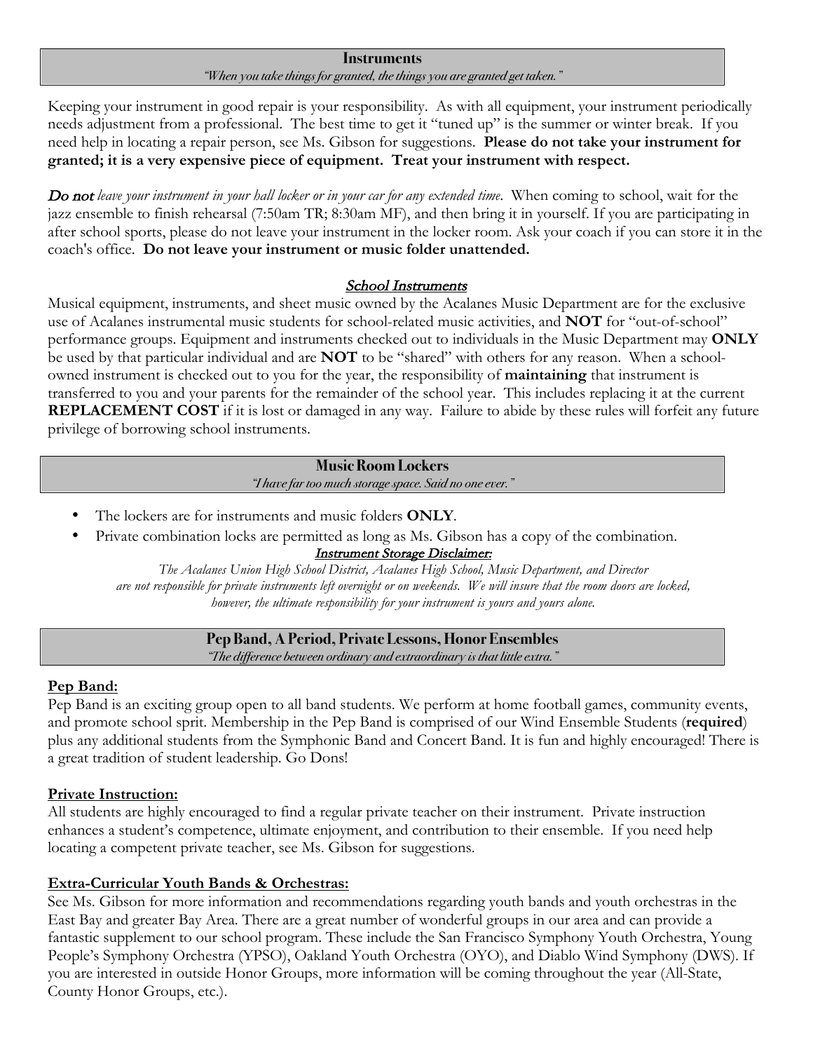## Instruments

*"When you take things for granted, the things you are granted get taken."*

Keeping your instrument in good repair is your responsibility. As with all equipment, your instrument periodically needs adjustment from a professional. The best time to get it "tuned up" is the summer or winter break. If you need help in locating a repair person, see Ms. Gibson for suggestions. **Please do not take your instrument for granted; it is a very expensive piece of equipment. Treat your instrument with respect.**

***Do not** leave your instrument in your hall locker or in your car for any extended time*. When coming to school, wait for the jazz ensemble to finish rehearsal (7:50am TR; 8:30am MF), and then bring it in yourself. If you are participating in after school sports, please do not leave your instrument in the locker room. Ask your coach if you can store it in the coach's office. **Do not leave your instrument or music folder unattended.**

### *School Instruments*

Musical equipment, instruments, and sheet music owned by the Acalanes Music Department are for the exclusive use of Acalanes instrumental music students for school-related music activities, and **NOT** for "out-of-school" performance groups. Equipment and instruments checked out to individuals in the Music Department may **ONLY** be used by that particular individual and are **NOT** to be "shared" with others for any reason. When a school-owned instrument is checked out to you for the year, the responsibility of **maintaining** that instrument is transferred to you and your parents for the remainder of the school year. This includes replacing it at the current **REPLACEMENT COST** if it is lost or damaged in any way. Failure to abide by these rules will forfeit any future privilege of borrowing school instruments.

## Music Room Lockers

*"I have far too much storage space. Said no one ever."*

- The lockers are for instruments and music folders **ONLY**.
- Private combination locks are permitted as long as Ms. Gibson has a copy of the combination.

### *Instrument Storage Disclaimer:*

*The Acalanes Union High School District, Acalanes High School, Music Department, and Director are not responsible for private instruments left overnight or on weekends. We will insure that the room doors are locked, however, the ultimate responsibility for your instrument is yours and yours alone.*

## Pep Band, A Period, Private Lessons, Honor Ensembles

*"The difference between ordinary and extraordinary is that little extra."*

**Pep Band:**

Pep Band is an exciting group open to all band students. We perform at home football games, community events, and promote school sprit. Membership in the Pep Band is comprised of our Wind Ensemble Students (**required**) plus any additional students from the Symphonic Band and Concert Band. It is fun and highly encouraged! There is a great tradition of student leadership. Go Dons!

**Private Instruction:**

All students are highly encouraged to find a regular private teacher on their instrument. Private instruction enhances a student's competence, ultimate enjoyment, and contribution to their ensemble. If you need help locating a competent private teacher, see Ms. Gibson for suggestions.

**Extra-Curricular Youth Bands & Orchestras:**

See Ms. Gibson for more information and recommendations regarding youth bands and youth orchestras in the East Bay and greater Bay Area. There are a great number of wonderful groups in our area and can provide a fantastic supplement to our school program. These include the San Francisco Symphony Youth Orchestra, Young People's Symphony Orchestra (YPSO), Oakland Youth Orchestra (OYO), and Diablo Wind Symphony (DWS). If you are interested in outside Honor Groups, more information will be coming throughout the year (All-State, County Honor Groups, etc.).